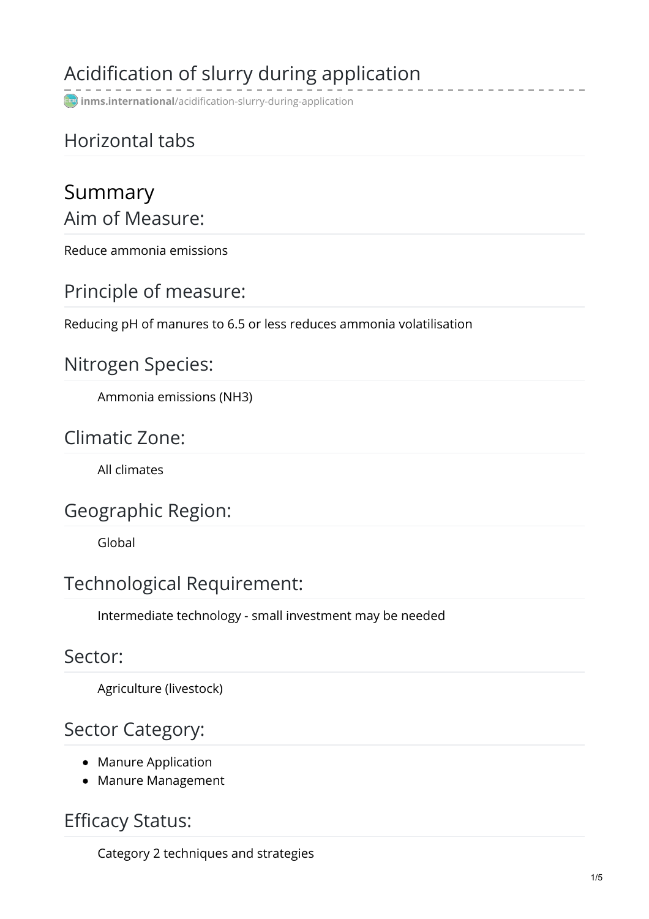# Acidification of slurry during application

inms.international/acidification-slurry-during-application

## Horizontal tabs

## Summary

### Aim of Measure:

Reduce ammonia emissions

### Principle of measure:

Reducing pH of manures to 6.5 or less reduces ammonia volatilisation

### Nitrogen Species:

Ammonia emissions ($NH_3$)

### Climatic Zone:

All climates

### Geographic Region:

Global

### Technological Requirement:

Intermediate technology - small investment may be needed

### Sector:

Agriculture (livestock)

### Sector Category:

- Manure Application
- Manure Management

### Efficacy Status:

Category 2 techniques and strategies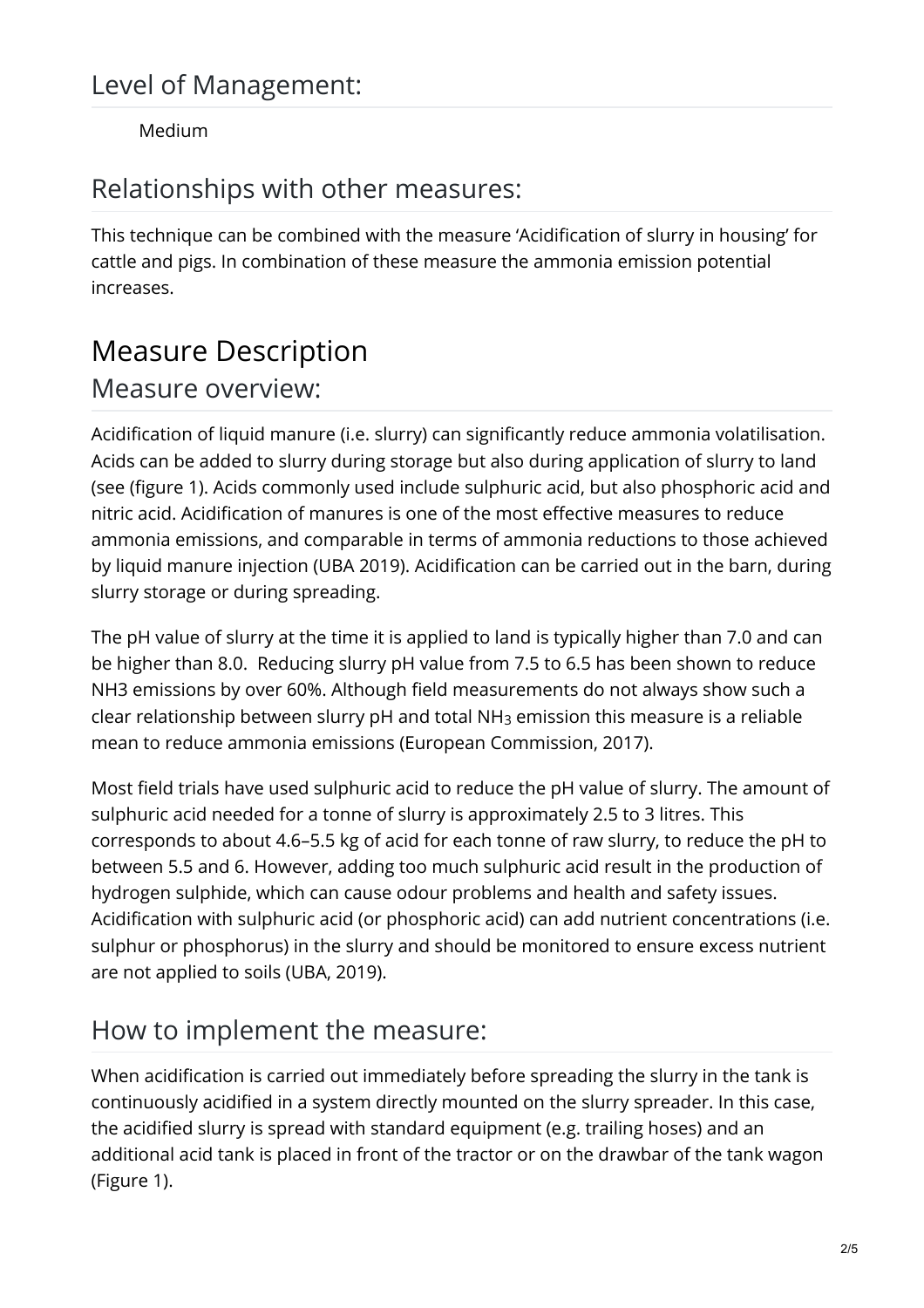## Level of Management:

Medium

## Relationships with other measures:

This technique can be combined with the measure ‘Acidification of slurry in housing’ for cattle and pigs. In combination of these measure the ammonia emission potential increases.

# Measure Description

## Measure overview:

Acidification of liquid manure (i.e. slurry) can significantly reduce ammonia volatilisation. Acids can be added to slurry during storage but also during application of slurry to land (see (figure 1). Acids commonly used include sulphuric acid, but also phosphoric acid and nitric acid. Acidification of manures is one of the most effective measures to reduce ammonia emissions, and comparable in terms of ammonia reductions to those achieved by liquid manure injection (UBA 2019). Acidification can be carried out in the barn, during slurry storage or during spreading.

The pH value of slurry at the time it is applied to land is typically higher than 7.0 and can be higher than 8.0. Reducing slurry pH value from 7.5 to 6.5 has been shown to reduce NH3 emissions by over 60%. Although field measurements do not always show such a clear relationship between slurry pH and total $NH_3$ emission this measure is a reliable mean to reduce ammonia emissions (European Commission, 2017).

Most field trials have used sulphuric acid to reduce the pH value of slurry. The amount of sulphuric acid needed for a tonne of slurry is approximately 2.5 to 3 litres. This corresponds to about 4.6–5.5 kg of acid for each tonne of raw slurry, to reduce the pH to between 5.5 and 6. However, adding too much sulphuric acid result in the production of hydrogen sulphide, which can cause odour problems and health and safety issues. Acidification with sulphuric acid (or phosphoric acid) can add nutrient concentrations (i.e. sulphur or phosphorus) in the slurry and should be monitored to ensure excess nutrient are not applied to soils (UBA, 2019).

## How to implement the measure:

When acidification is carried out immediately before spreading the slurry in the tank is continuously acidified in a system directly mounted on the slurry spreader. In this case, the acidified slurry is spread with standard equipment (e.g. trailing hoses) and an additional acid tank is placed in front of the tractor or on the drawbar of the tank wagon (Figure 1).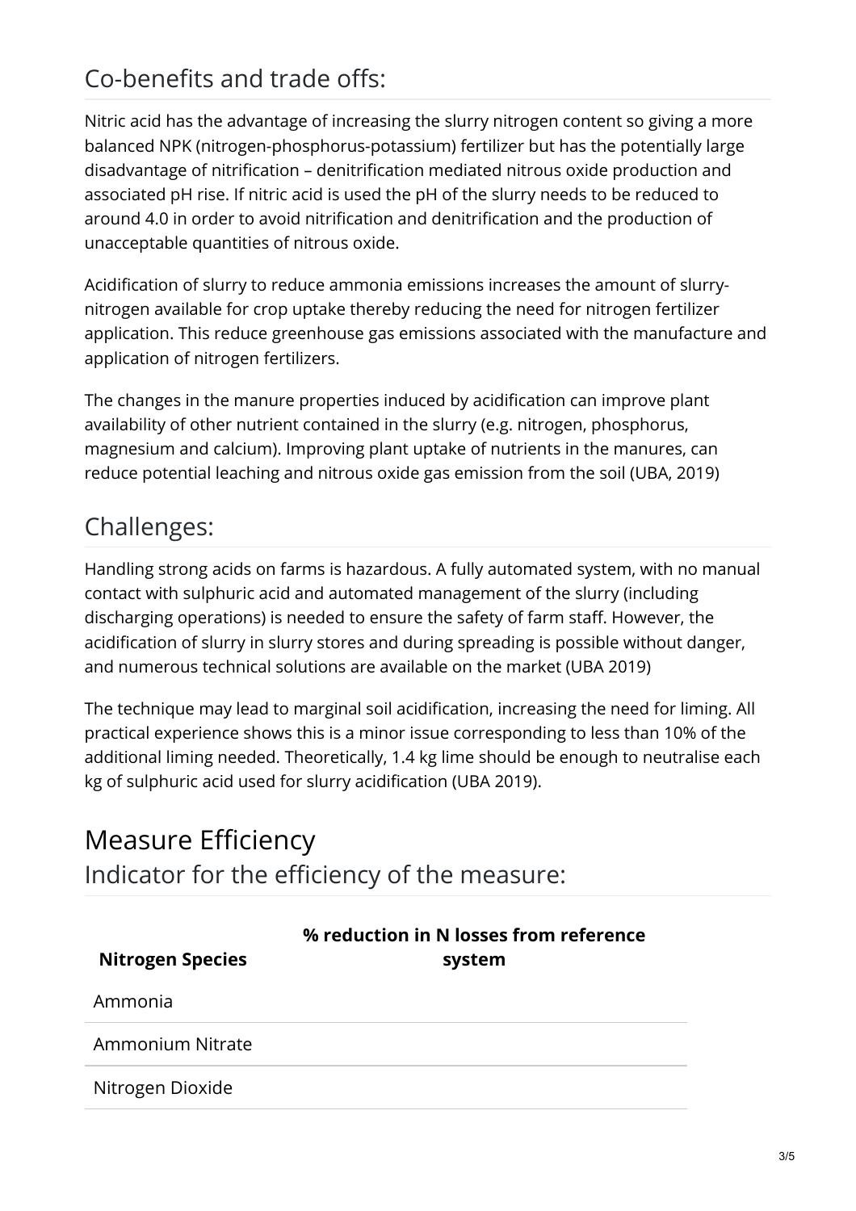## Co-benefits and trade offs:

Nitric acid has the advantage of increasing the slurry nitrogen content so giving a more balanced NPK (nitrogen-phosphorus-potassium) fertilizer but has the potentially large disadvantage of nitrification – denitrification mediated nitrous oxide production and associated pH rise. If nitric acid is used the pH of the slurry needs to be reduced to around 4.0 in order to avoid nitrification and denitrification and the production of unacceptable quantities of nitrous oxide.

Acidification of slurry to reduce ammonia emissions increases the amount of slurry-nitrogen available for crop uptake thereby reducing the need for nitrogen fertilizer application. This reduce greenhouse gas emissions associated with the manufacture and application of nitrogen fertilizers.

The changes in the manure properties induced by acidification can improve plant availability of other nutrient contained in the slurry (e.g. nitrogen, phosphorus, magnesium and calcium). Improving plant uptake of nutrients in the manures, can reduce potential leaching and nitrous oxide gas emission from the soil (UBA, 2019)

## Challenges:

Handling strong acids on farms is hazardous. A fully automated system, with no manual contact with sulphuric acid and automated management of the slurry (including discharging operations) is needed to ensure the safety of farm staff. However, the acidification of slurry in slurry stores and during spreading is possible without danger, and numerous technical solutions are available on the market (UBA 2019)

The technique may lead to marginal soil acidification, increasing the need for liming. All practical experience shows this is a minor issue corresponding to less than 10% of the additional liming needed. Theoretically, 1.4 kg lime should be enough to neutralise each kg of sulphuric acid used for slurry acidification (UBA 2019).

# Measure Efficiency

## Indicator for the efficiency of the measure:

| Nitrogen Species | % reduction in N losses from reference system |
|---|---|
| Ammonia | |
| Ammonium Nitrate | |
| Nitrogen Dioxide | |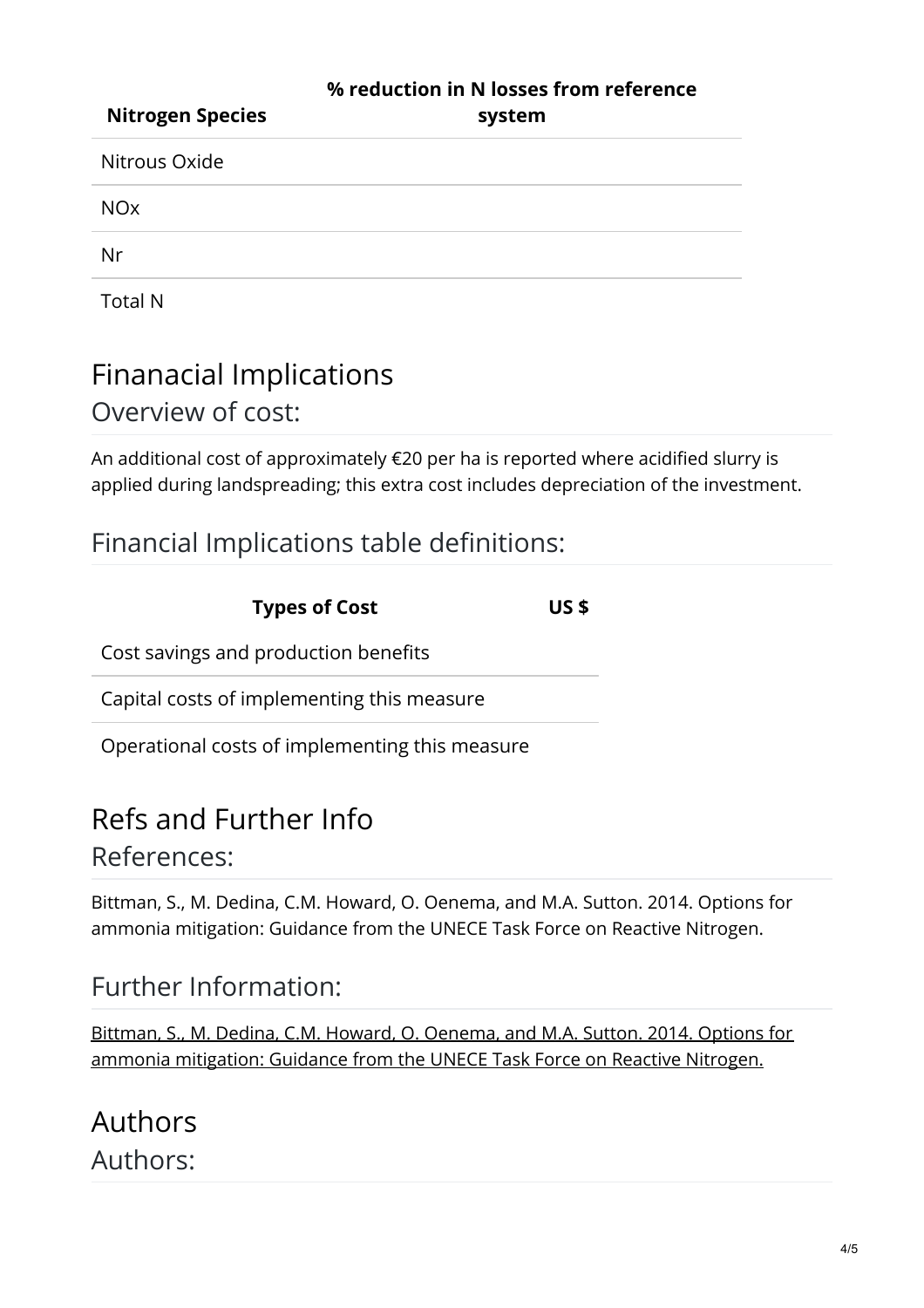| Nitrogen Species | % reduction in N losses from reference system |
| --- | --- |
| Nitrous Oxide | |
| NOx | |
| Nr | |
| Total N | |

# Finanacial Implications

## Overview of cost:

An additional cost of approximately €20 per ha is reported where acidified slurry is applied during landspreading; this extra cost includes depreciation of the investment.

## Financial Implications table definitions:

| Types of Cost | US $ |
| --- | --- |
| Cost savings and production benefits | |
| Capital costs of implementing this measure | |
| Operational costs of implementing this measure | |

# Refs and Further Info

## References:

Bittman, S., M. Dedina, C.M. Howard, O. Oenema, and M.A. Sutton. 2014. Options for ammonia mitigation: Guidance from the UNECE Task Force on Reactive Nitrogen.

## Further Information:

Bittman, S., M. Dedina, C.M. Howard, O. Oenema, and M.A. Sutton. 2014. Options for ammonia mitigation: Guidance from the UNECE Task Force on Reactive Nitrogen.

# Authors

## Authors: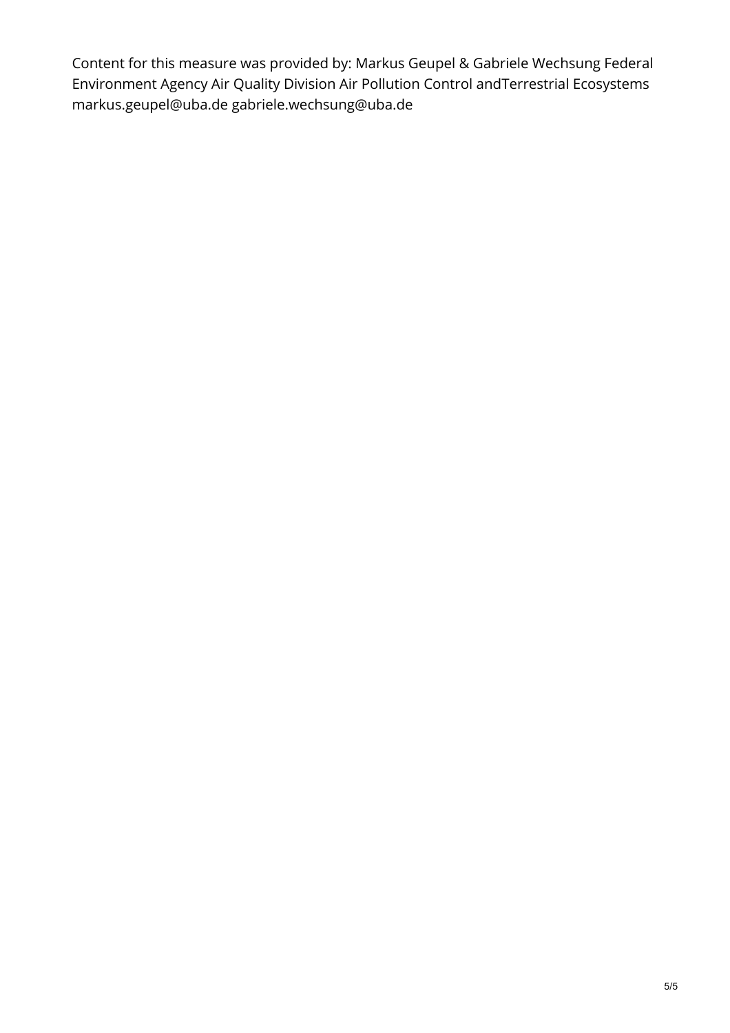Content for this measure was provided by: Markus Geupel & Gabriele Wechsung Federal Environment Agency Air Quality Division Air Pollution Control andTerrestrial Ecosystems markus.geupel@uba.de gabriele.wechsung@uba.de